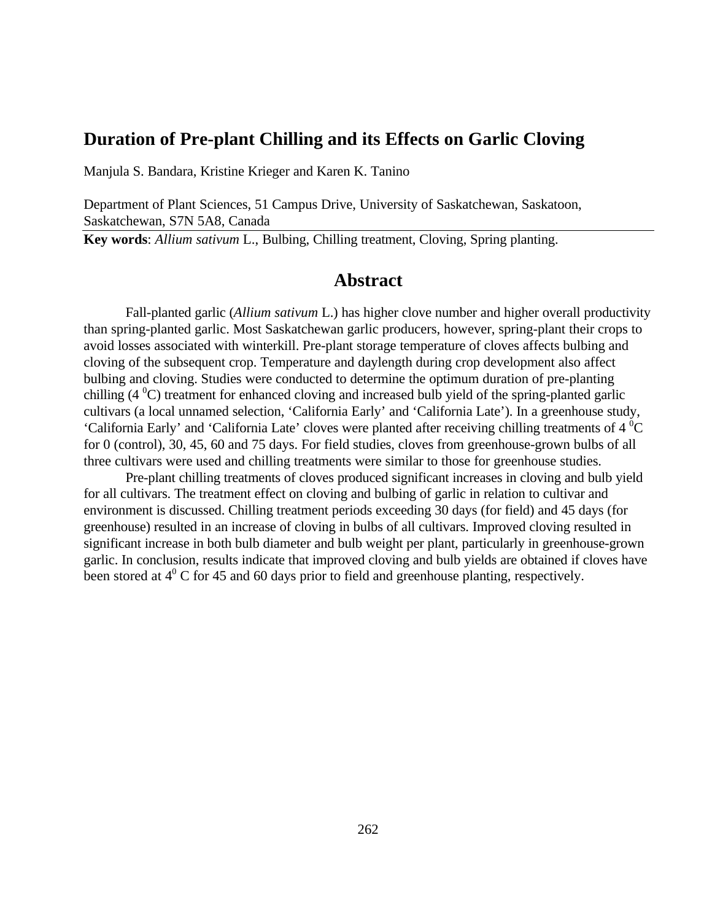# Duration of Pre-plant Chilling and its Effects on Garlic Cloving

Manjula S. Bandara, Kristine Krieger and Karen K. Tanino

Department of Plant Sciences, 51 Campus Drive, University of Saskatchewan, Saskatoon, Saskatchewan, S7N 5A8, Canada

**Key words**: *Allium sativum* L., Bulbing, Chilling treatment, Cloving, Spring planting.

## Abstract

Fall-planted garlic (*Allium sativum* L.) has higher clove number and higher overall productivity than spring-planted garlic. Most Saskatchewan garlic producers, however, spring-plant their crops to avoid losses associated with winterkill. Pre-plant storage temperature of cloves affects bulbing and cloving of the subsequent crop. Temperature and daylength during crop development also affect bulbing and cloving. Studies were conducted to determine the optimum duration of pre-planting chilling (4 $^0$C) treatment for enhanced cloving and increased bulb yield of the spring-planted garlic cultivars (a local unnamed selection, 'California Early' and 'California Late'). In a greenhouse study, 'California Early' and 'California Late' cloves were planted after receiving chilling treatments of 4 $^0$C for 0 (control), 30, 45, 60 and 75 days. For field studies, cloves from greenhouse-grown bulbs of all three cultivars were used and chilling treatments were similar to those for greenhouse studies.

Pre-plant chilling treatments of cloves produced significant increases in cloving and bulb yield for all cultivars. The treatment effect on cloving and bulbing of garlic in relation to cultivar and environment is discussed. Chilling treatment periods exceeding 30 days (for field) and 45 days (for greenhouse) resulted in an increase of cloving in bulbs of all cultivars. Improved cloving resulted in significant increase in both bulb diameter and bulb weight per plant, particularly in greenhouse-grown garlic. In conclusion, results indicate that improved cloving and bulb yields are obtained if cloves have been stored at 4$^0$ C for 45 and 60 days prior to field and greenhouse planting, respectively.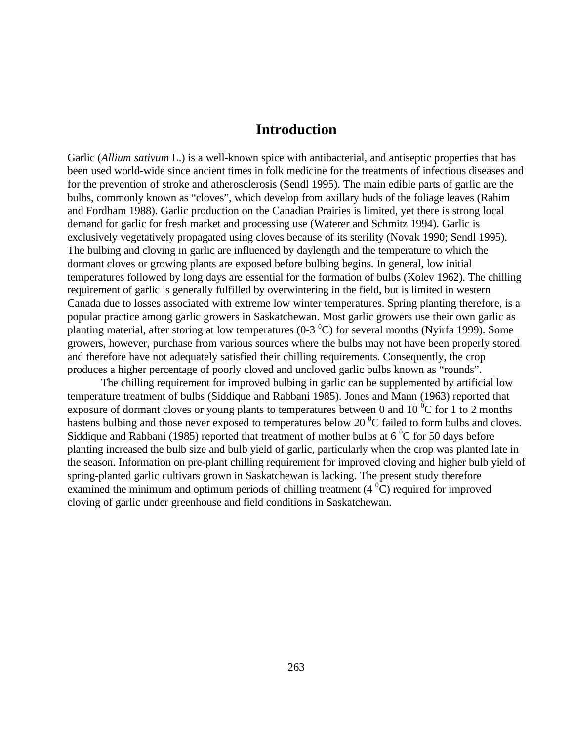# Introduction

Garlic (*Allium sativum* L.) is a well-known spice with antibacterial, and antiseptic properties that has been used world-wide since ancient times in folk medicine for the treatments of infectious diseases and for the prevention of stroke and atherosclerosis (Sendl 1995). The main edible parts of garlic are the bulbs, commonly known as "cloves", which develop from axillary buds of the foliage leaves (Rahim and Fordham 1988). Garlic production on the Canadian Prairies is limited, yet there is strong local demand for garlic for fresh market and processing use (Waterer and Schmitz 1994). Garlic is exclusively vegetatively propagated using cloves because of its sterility (Novak 1990; Sendl 1995). The bulbing and cloving in garlic are influenced by daylength and the temperature to which the dormant cloves or growing plants are exposed before bulbing begins. In general, low initial temperatures followed by long days are essential for the formation of bulbs (Kolev 1962). The chilling requirement of garlic is generally fulfilled by overwintering in the field, but is limited in western Canada due to losses associated with extreme low winter temperatures. Spring planting therefore, is a popular practice among garlic growers in Saskatchewan. Most garlic growers use their own garlic as planting material, after storing at low temperatures (0-3 $^{0}$C) for several months (Nyirfa 1999). Some growers, however, purchase from various sources where the bulbs may not have been properly stored and therefore have not adequately satisfied their chilling requirements. Consequently, the crop produces a higher percentage of poorly cloved and uncloved garlic bulbs known as "rounds".

The chilling requirement for improved bulbing in garlic can be supplemented by artificial low temperature treatment of bulbs (Siddique and Rabbani 1985). Jones and Mann (1963) reported that exposure of dormant cloves or young plants to temperatures between 0 and 10 $^{0}$C for 1 to 2 months hastens bulbing and those never exposed to temperatures below 20 $^{0}$C failed to form bulbs and cloves. Siddique and Rabbani (1985) reported that treatment of mother bulbs at 6 $^{0}$C for 50 days before planting increased the bulb size and bulb yield of garlic, particularly when the crop was planted late in the season. Information on pre-plant chilling requirement for improved cloving and higher bulb yield of spring-planted garlic cultivars grown in Saskatchewan is lacking. The present study therefore examined the minimum and optimum periods of chilling treatment (4 $^{0}$C) required for improved cloving of garlic under greenhouse and field conditions in Saskatchewan.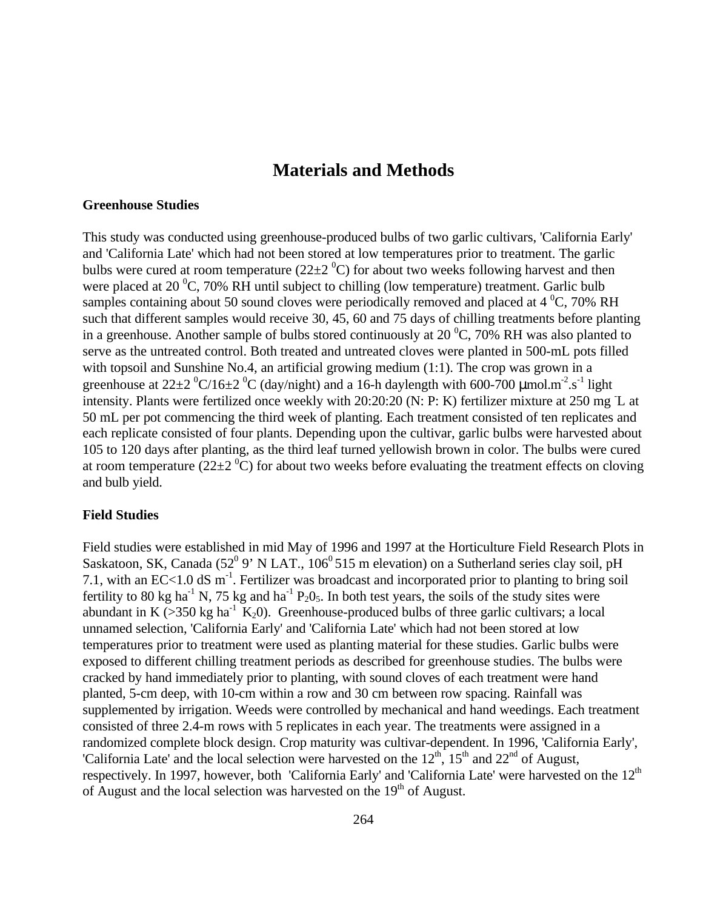# Materials and Methods

**Greenhouse Studies**

This study was conducted using greenhouse-produced bulbs of two garlic cultivars, 'California Early' and 'California Late' which had not been stored at low temperatures prior to treatment. The garlic bulbs were cured at room temperature (22±2 $^0$C) for about two weeks following harvest and then were placed at 20 $^0$C, 70% RH until subject to chilling (low temperature) treatment. Garlic bulb samples containing about 50 sound cloves were periodically removed and placed at 4 $^0$C, 70% RH such that different samples would receive 30, 45, 60 and 75 days of chilling treatments before planting in a greenhouse. Another sample of bulbs stored continuously at 20 $^0$C, 70% RH was also planted to serve as the untreated control. Both treated and untreated cloves were planted in 500-mL pots filled with topsoil and Sunshine No.4, an artificial growing medium (1:1). The crop was grown in a greenhouse at 22±2 $^0$C/16±2 $^0$C (day/night) and a 16-h daylength with 600-700 μmol.m$^{-2}$.s$^{-1}$ light intensity. Plants were fertilized once weekly with 20:20:20 (N: P: K) fertilizer mixture at 250 mg $^-$L at 50 mL per pot commencing the third week of planting. Each treatment consisted of ten replicates and each replicate consisted of four plants. Depending upon the cultivar, garlic bulbs were harvested about 105 to 120 days after planting, as the third leaf turned yellowish brown in color. The bulbs were cured at room temperature (22±2 $^0$C) for about two weeks before evaluating the treatment effects on cloving and bulb yield.

**Field Studies**

Field studies were established in mid May of 1996 and 1997 at the Horticulture Field Research Plots in Saskatoon, SK, Canada (52$^0$ 9' N LAT., 106$^0$ 515 m elevation) on a Sutherland series clay soil, pH 7.1, with an EC<1.0 dS m$^{-1}$. Fertilizer was broadcast and incorporated prior to planting to bring soil fertility to 80 kg ha$^{-1}$ N, 75 kg and ha$^{-1}$ $P_2O_5$. In both test years, the soils of the study sites were abundant in K (>350 kg ha$^{-1}$ $K_2O$). Greenhouse-produced bulbs of three garlic cultivars; a local unnamed selection, 'California Early' and 'California Late' which had not been stored at low temperatures prior to treatment were used as planting material for these studies. Garlic bulbs were exposed to different chilling treatment periods as described for greenhouse studies. The bulbs were cracked by hand immediately prior to planting, with sound cloves of each treatment were hand planted, 5-cm deep, with 10-cm within a row and 30 cm between row spacing. Rainfall was supplemented by irrigation. Weeds were controlled by mechanical and hand weedings. Each treatment consisted of three 2.4-m rows with 5 replicates in each year. The treatments were assigned in a randomized complete block design. Crop maturity was cultivar-dependent. In 1996, 'California Early', 'California Late' and the local selection were harvested on the 12$^{th}$, 15$^{th}$ and 22$^{nd}$ of August, respectively. In 1997, however, both 'California Early' and 'California Late' were harvested on the 12$^{th}$ of August and the local selection was harvested on the 19$^{th}$ of August.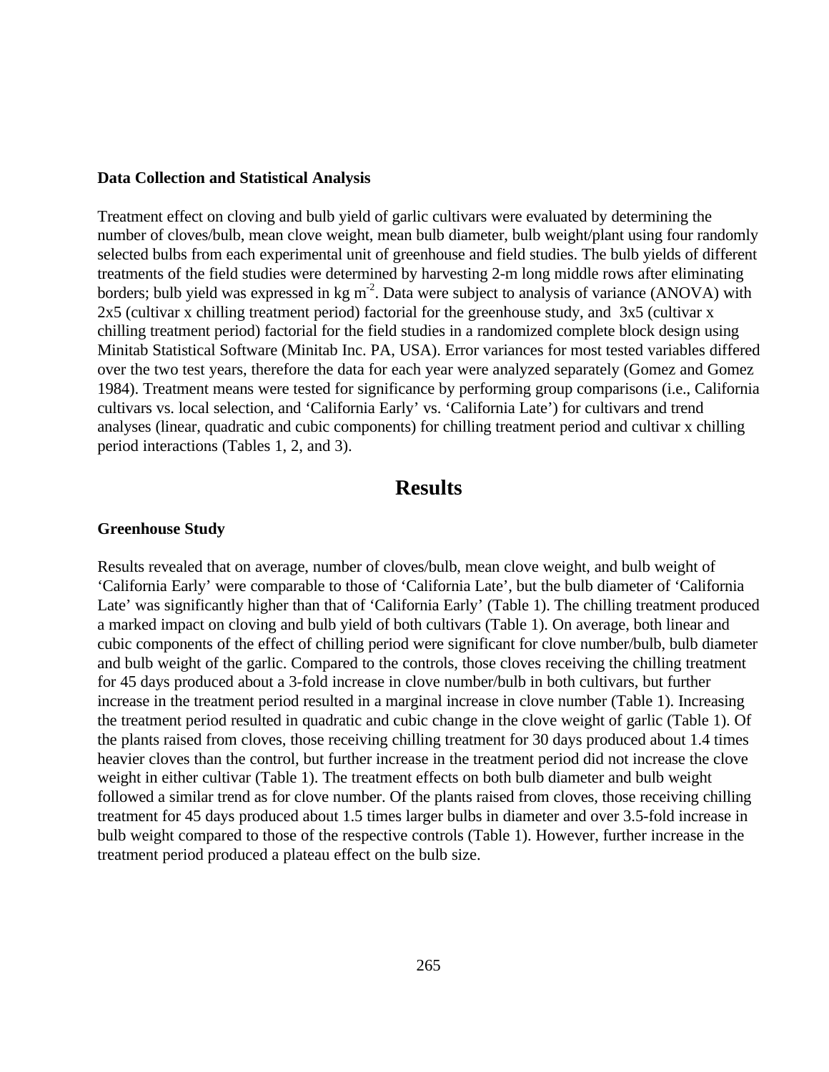### Data Collection and Statistical Analysis

Treatment effect on cloving and bulb yield of garlic cultivars were evaluated by determining the number of cloves/bulb, mean clove weight, mean bulb diameter, bulb weight/plant using four randomly selected bulbs from each experimental unit of greenhouse and field studies. The bulb yields of different treatments of the field studies were determined by harvesting 2-m long middle rows after eliminating borders; bulb yield was expressed in kg $m^{-2}$. Data were subject to analysis of variance (ANOVA) with 2x5 (cultivar x chilling treatment period) factorial for the greenhouse study, and 3x5 (cultivar x chilling treatment period) factorial for the field studies in a randomized complete block design using Minitab Statistical Software (Minitab Inc. PA, USA). Error variances for most tested variables differed over the two test years, therefore the data for each year were analyzed separately (Gomez and Gomez 1984). Treatment means were tested for significance by performing group comparisons (i.e., California cultivars vs. local selection, and 'California Early' vs. 'California Late') for cultivars and trend analyses (linear, quadratic and cubic components) for chilling treatment period and cultivar x chilling period interactions (Tables 1, 2, and 3).

## Results

### Greenhouse Study

Results revealed that on average, number of cloves/bulb, mean clove weight, and bulb weight of 'California Early' were comparable to those of 'California Late', but the bulb diameter of 'California Late' was significantly higher than that of 'California Early' (Table 1). The chilling treatment produced a marked impact on cloving and bulb yield of both cultivars (Table 1). On average, both linear and cubic components of the effect of chilling period were significant for clove number/bulb, bulb diameter and bulb weight of the garlic. Compared to the controls, those cloves receiving the chilling treatment for 45 days produced about a 3-fold increase in clove number/bulb in both cultivars, but further increase in the treatment period resulted in a marginal increase in clove number (Table 1). Increasing the treatment period resulted in quadratic and cubic change in the clove weight of garlic (Table 1). Of the plants raised from cloves, those receiving chilling treatment for 30 days produced about 1.4 times heavier cloves than the control, but further increase in the treatment period did not increase the clove weight in either cultivar (Table 1). The treatment effects on both bulb diameter and bulb weight followed a similar trend as for clove number. Of the plants raised from cloves, those receiving chilling treatment for 45 days produced about 1.5 times larger bulbs in diameter and over 3.5-fold increase in bulb weight compared to those of the respective controls (Table 1). However, further increase in the treatment period produced a plateau effect on the bulb size.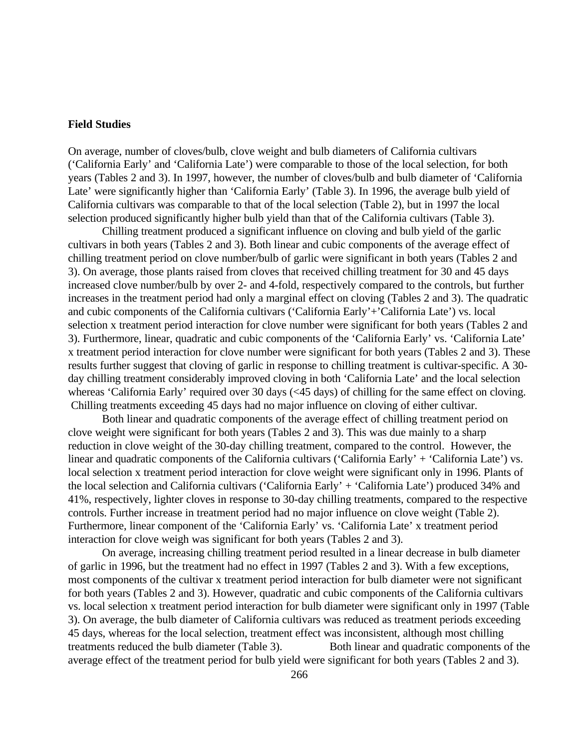**Field Studies**

On average, number of cloves/bulb, clove weight and bulb diameters of California cultivars ('California Early' and 'California Late') were comparable to those of the local selection, for both years (Tables 2 and 3). In 1997, however, the number of cloves/bulb and bulb diameter of 'California Late' were significantly higher than 'California Early' (Table 3). In 1996, the average bulb yield of California cultivars was comparable to that of the local selection (Table 2), but in 1997 the local selection produced significantly higher bulb yield than that of the California cultivars (Table 3).

Chilling treatment produced a significant influence on cloving and bulb yield of the garlic cultivars in both years (Tables 2 and 3). Both linear and cubic components of the average effect of chilling treatment period on clove number/bulb of garlic were significant in both years (Tables 2 and 3). On average, those plants raised from cloves that received chilling treatment for 30 and 45 days increased clove number/bulb by over 2- and 4-fold, respectively compared to the controls, but further increases in the treatment period had only a marginal effect on cloving (Tables 2 and 3). The quadratic and cubic components of the California cultivars ('California Early'+'California Late') vs. local selection x treatment period interaction for clove number were significant for both years (Tables 2 and 3). Furthermore, linear, quadratic and cubic components of the 'California Early' vs. 'California Late' x treatment period interaction for clove number were significant for both years (Tables 2 and 3). These results further suggest that cloving of garlic in response to chilling treatment is cultivar-specific. A 30-day chilling treatment considerably improved cloving in both 'California Late' and the local selection whereas 'California Early' required over 30 days (<45 days) of chilling for the same effect on cloving. Chilling treatments exceeding 45 days had no major influence on cloving of either cultivar.

Both linear and quadratic components of the average effect of chilling treatment period on clove weight were significant for both years (Tables 2 and 3). This was due mainly to a sharp reduction in clove weight of the 30-day chilling treatment, compared to the control. However, the linear and quadratic components of the California cultivars ('California Early' + 'California Late') vs. local selection x treatment period interaction for clove weight were significant only in 1996. Plants of the local selection and California cultivars ('California Early' + 'California Late') produced 34% and 41%, respectively, lighter cloves in response to 30-day chilling treatments, compared to the respective controls. Further increase in treatment period had no major influence on clove weight (Table 2). Furthermore, linear component of the 'California Early' vs. 'California Late' x treatment period interaction for clove weigh was significant for both years (Tables 2 and 3).

On average, increasing chilling treatment period resulted in a linear decrease in bulb diameter of garlic in 1996, but the treatment had no effect in 1997 (Tables 2 and 3). With a few exceptions, most components of the cultivar x treatment period interaction for bulb diameter were not significant for both years (Tables 2 and 3). However, quadratic and cubic components of the California cultivars vs. local selection x treatment period interaction for bulb diameter were significant only in 1997 (Table 3). On average, the bulb diameter of California cultivars was reduced as treatment periods exceeding 45 days, whereas for the local selection, treatment effect was inconsistent, although most chilling treatments reduced the bulb diameter (Table 3). Both linear and quadratic components of the average effect of the treatment period for bulb yield were significant for both years (Tables 2 and 3).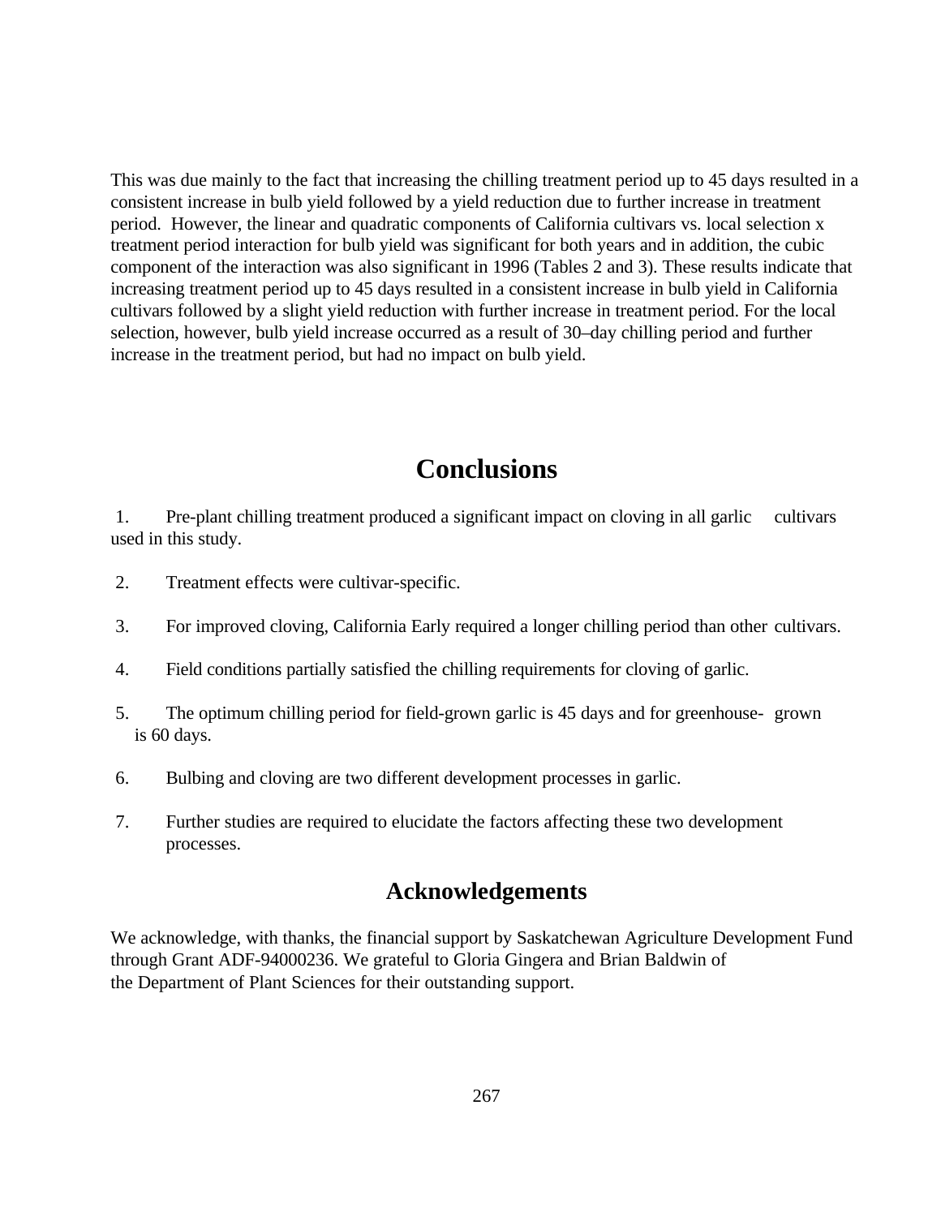This was due mainly to the fact that increasing the chilling treatment period up to 45 days resulted in a consistent increase in bulb yield followed by a yield reduction due to further increase in treatment period. However, the linear and quadratic components of California cultivars vs. local selection x treatment period interaction for bulb yield was significant for both years and in addition, the cubic component of the interaction was also significant in 1996 (Tables 2 and 3). These results indicate that increasing treatment period up to 45 days resulted in a consistent increase in bulb yield in California cultivars followed by a slight yield reduction with further increase in treatment period. For the local selection, however, bulb yield increase occurred as a result of 30–day chilling period and further increase in the treatment period, but had no impact on bulb yield.

# Conclusions

1. Pre-plant chilling treatment produced a significant impact on cloving in all garlic cultivars used in this study.
2. Treatment effects were cultivar-specific.
3. For improved cloving, California Early required a longer chilling period than other cultivars.
4. Field conditions partially satisfied the chilling requirements for cloving of garlic.
5. The optimum chilling period for field-grown garlic is 45 days and for greenhouse- grown is 60 days.
6. Bulbing and cloving are two different development processes in garlic.
7. Further studies are required to elucidate the factors affecting these two development processes.

## Acknowledgements

We acknowledge, with thanks, the financial support by Saskatchewan Agriculture Development Fund through Grant ADF-94000236. We grateful to Gloria Gingera and Brian Baldwin of the Department of Plant Sciences for their outstanding support.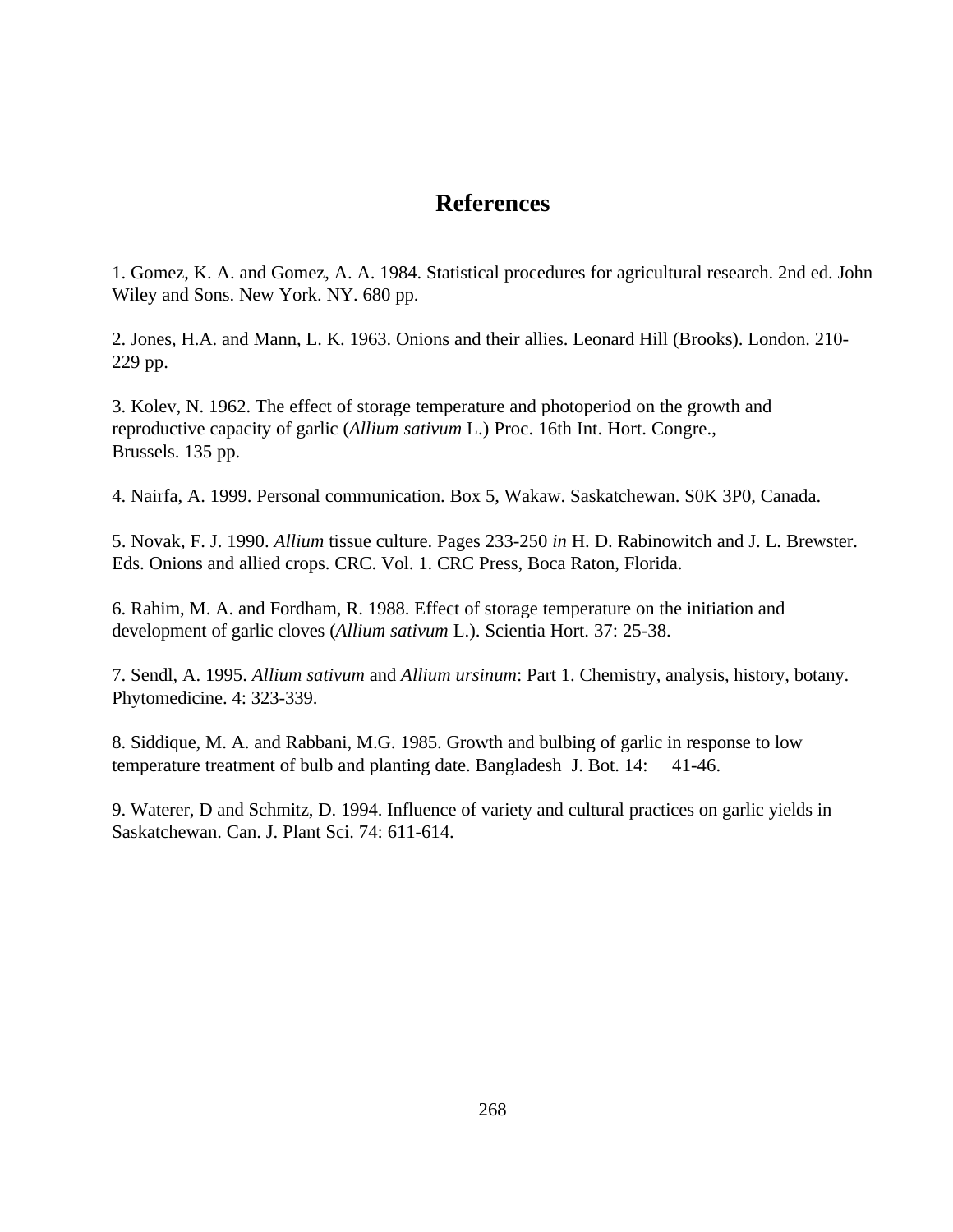# References

1. Gomez, K. A. and Gomez, A. A. 1984. Statistical procedures for agricultural research. 2nd ed. John Wiley and Sons. New York. NY. 680 pp.

2. Jones, H.A. and Mann, L. K. 1963. Onions and their allies. Leonard Hill (Brooks). London. 210-229 pp.

3. Kolev, N. 1962. The effect of storage temperature and photoperiod on the growth and reproductive capacity of garlic (*Allium sativum* L.) Proc. 16th Int. Hort. Congre., Brussels. 135 pp.

4. Nairfa, A. 1999. Personal communication. Box 5, Wakaw. Saskatchewan. S0K 3P0, Canada.

5. Novak, F. J. 1990. *Allium* tissue culture. Pages 233-250 *in* H. D. Rabinowitch and J. L. Brewster. Eds. Onions and allied crops. CRC. Vol. 1. CRC Press, Boca Raton, Florida.

6. Rahim, M. A. and Fordham, R. 1988. Effect of storage temperature on the initiation and development of garlic cloves (*Allium sativum* L.). Scientia Hort. 37: 25-38.

7. Sendl, A. 1995. *Allium sativum* and *Allium ursinum*: Part 1. Chemistry, analysis, history, botany. Phytomedicine. 4: 323-339.

8. Siddique, M. A. and Rabbani, M.G. 1985. Growth and bulbing of garlic in response to low temperature treatment of bulb and planting date. Bangladesh J. Bot. 14: 41-46.

9. Waterer, D and Schmitz, D. 1994. Influence of variety and cultural practices on garlic yields in Saskatchewan. Can. J. Plant Sci. 74: 611-614.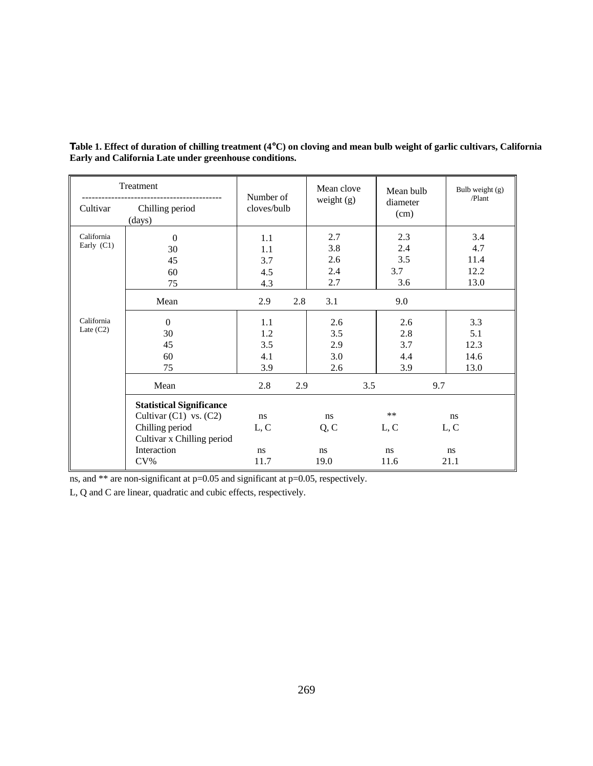**Table 1. Effect of duration of chilling treatment (4°C) on cloving and mean bulb weight of garlic cultivars, California Early and California Late under greenhouse conditions.**

| Cultivar | Chilling period (days) | Number of cloves/bulb | Mean clove weight (g) | Mean bulb diameter (cm) | Bulb weight (g) /Plant |
|---|---|---|---|---|---|
| California Early (C1) | 0 | 1.1 | 2.7 | 2.3 | 3.4 |
| | 30 | 1.1 | 3.8 | 2.4 | 4.7 |
| | 45 | 3.7 | 2.6 | 3.5 | 11.4 |
| | 60 | 4.5 | 2.4 | 3.7 | 12.2 |
| | 75 | 4.3 | 2.7 | 3.6 | 13.0 |
| | Mean | 2.9 | 2.8 | 3.1 | 9.0 |
| California Late (C2) | 0 | 1.1 | 2.6 | 2.6 | 3.3 |
| | 30 | 1.2 | 3.5 | 2.8 | 5.1 |
| | 45 | 3.5 | 2.9 | 3.7 | 12.3 |
| | 60 | 4.1 | 3.0 | 4.4 | 14.6 |
| | 75 | 3.9 | 2.6 | 3.9 | 13.0 |
| | Mean | 2.8 | 2.9 | 3.5 | 9.7 |
| | **Statistical Significance** | | | | |
| | Cultivar (C1) vs. (C2) | ns | ns | ** | ns |
| | Chilling period | L, C | Q, C | L, C | L, C |
| | Cultivar x Chilling period Interaction | ns | ns | ns | ns |
| | CV% | 11.7 | 19.0 | 11.6 | 21.1 |

ns, and ** are non-significant at p=0.05 and significant at p=0.05, respectively.

L, Q and C are linear, quadratic and cubic effects, respectively.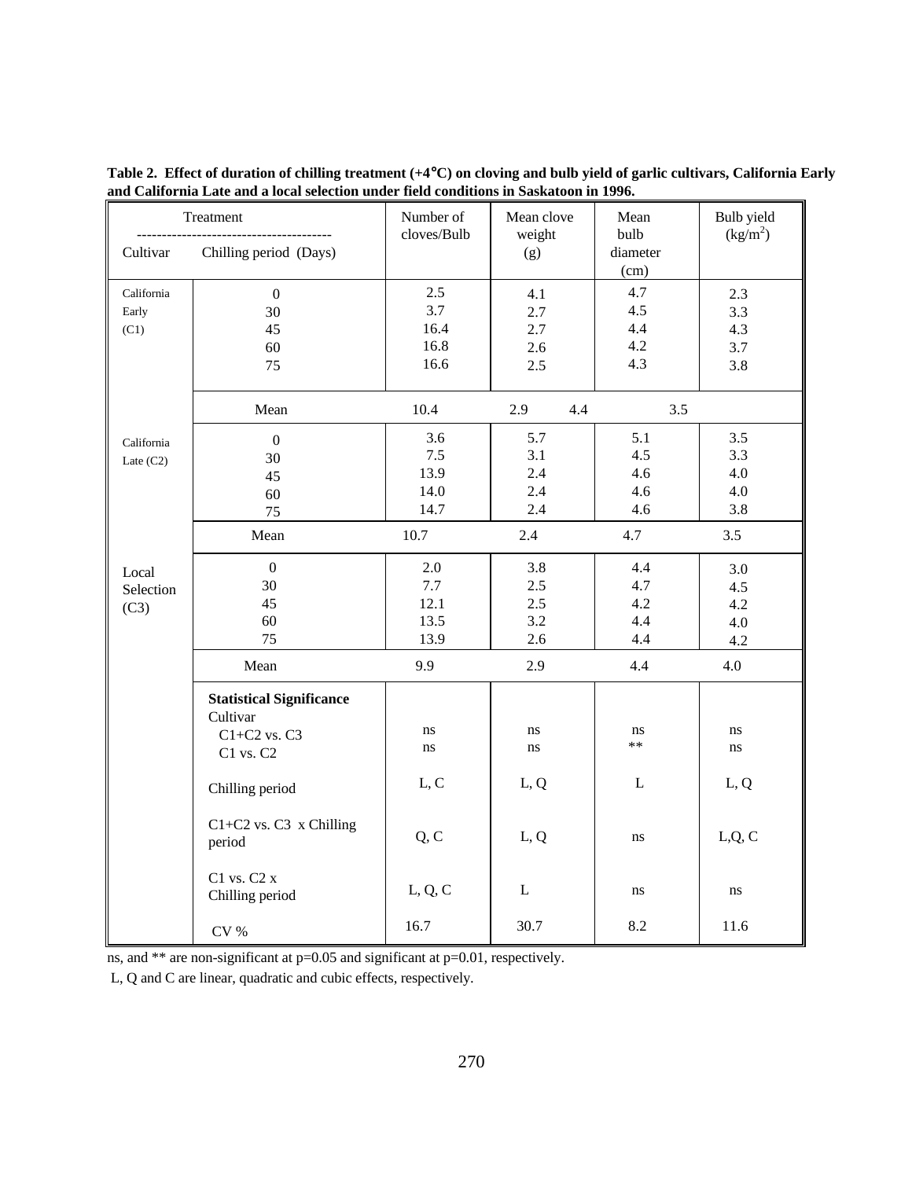**Table 2. Effect of duration of chilling treatment (+4°C) on cloving and bulb yield of garlic cultivars, California Early and California Late and a local selection under field conditions in Saskatoon in 1996.**

| Treatment: Cultivar | Treatment: Chilling period (Days) | Number of cloves/Bulb | Mean clove weight (g) | Mean bulb diameter (cm) | Bulb yield ($kg/m^2$) |
|---|---|---|---|---|---|
| California Early (C1) | 0 | 2.5 | 4.1 | 4.7 | 2.3 |
| | 30 | 3.7 | 2.7 | 4.5 | 3.3 |
| | 45 | 16.4 | 2.7 | 4.4 | 4.3 |
| | 60 | 16.8 | 2.6 | 4.2 | 3.7 |
| | 75 | 16.6 | 2.5 | 4.3 | 3.8 |
| | Mean | 10.4 | 2.9 | 4.4 | 3.5 |
| California Late (C2) | 0 | 3.6 | 5.7 | 5.1 | 3.5 |
| | 30 | 7.5 | 3.1 | 4.5 | 3.3 |
| | 45 | 13.9 | 2.4 | 4.6 | 4.0 |
| | 60 | 14.0 | 2.4 | 4.6 | 4.0 |
| | 75 | 14.7 | 2.4 | 4.6 | 3.8 |
| | Mean | 10.7 | 2.4 | 4.7 | 3.5 |
| Local Selection (C3) | 0 | 2.0 | 3.8 | 4.4 | 3.0 |
| | 30 | 7.7 | 2.5 | 4.7 | 4.5 |
| | 45 | 12.1 | 2.5 | 4.2 | 4.2 |
| | 60 | 13.5 | 3.2 | 4.4 | 4.0 |
| | 75 | 13.9 | 2.6 | 4.4 | 4.2 |
| | Mean | 9.9 | 2.9 | 4.4 | 4.0 |
| | **Statistical Significance** | | | | |
| | Cultivar | | | | |
| | C1+C2 vs. C3 | ns | ns | ns | ns |
| | C1 vs. C2 | ns | ns | ** | ns |
| | Chilling period | L, C | L, Q | L | L, Q |
| | C1+C2 vs. C3 x Chilling period | Q, C | L, Q | ns | L,Q, C |
| | C1 vs. C2 x Chilling period | L, Q, C | L | ns | ns |
| | CV % | 16.7 | 30.7 | 8.2 | 11.6 |

ns, and ** are non-significant at p=0.05 and significant at p=0.01, respectively.

L, Q and C are linear, quadratic and cubic effects, respectively.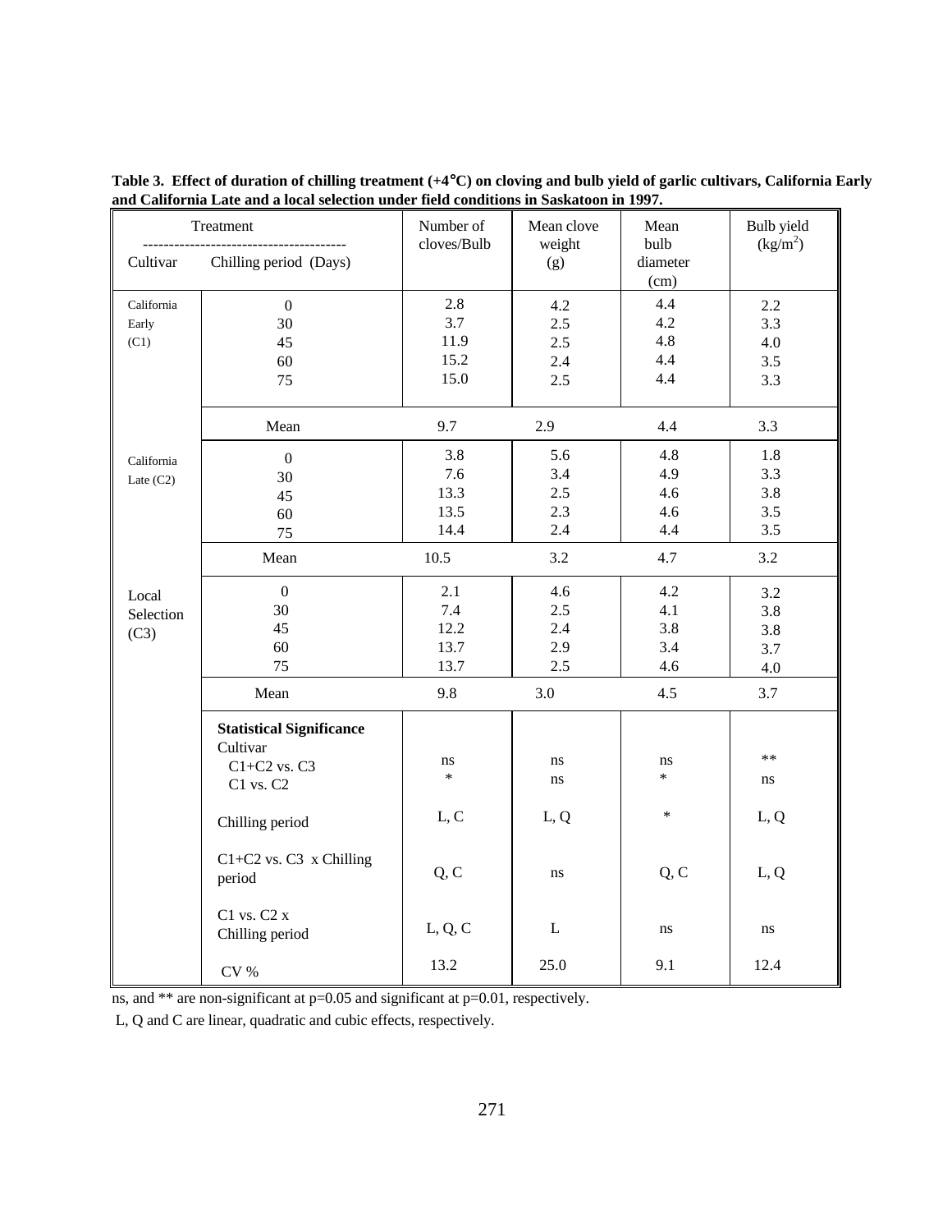**Table 3. Effect of duration of chilling treatment (+4°C) on cloving and bulb yield of garlic cultivars, California Early and California Late and a local selection under field conditions in Saskatoon in 1997.**

| Cultivar | Chilling period (Days) | Number of cloves/Bulb | Mean clove weight (g) | Mean bulb diameter (cm) | Bulb yield ($kg/m^2$) |
|---|---|---|---|---|---|
| California Early (C1) | 0 | 2.8 | 4.2 | 4.4 | 2.2 |
| | 30 | 3.7 | 2.5 | 4.2 | 3.3 |
| | 45 | 11.9 | 2.5 | 4.8 | 4.0 |
| | 60 | 15.2 | 2.4 | 4.4 | 3.5 |
| | 75 | 15.0 | 2.5 | 4.4 | 3.3 |
| | Mean | 9.7 | 2.9 | 4.4 | 3.3 |
| California Late (C2) | 0 | 3.8 | 5.6 | 4.8 | 1.8 |
| | 30 | 7.6 | 3.4 | 4.9 | 3.3 |
| | 45 | 13.3 | 2.5 | 4.6 | 3.8 |
| | 60 | 13.5 | 2.3 | 4.6 | 3.5 |
| | 75 | 14.4 | 2.4 | 4.4 | 3.5 |
| | Mean | 10.5 | 3.2 | 4.7 | 3.2 |
| Local Selection (C3) | 0 | 2.1 | 4.6 | 4.2 | 3.2 |
| | 30 | 7.4 | 2.5 | 4.1 | 3.8 |
| | 45 | 12.2 | 2.4 | 3.8 | 3.8 |
| | 60 | 13.7 | 2.9 | 3.4 | 3.7 |
| | 75 | 13.7 | 2.5 | 4.6 | 4.0 |
| | Mean | 9.8 | 3.0 | 4.5 | 3.7 |
| | **Statistical Significance** | | | | |
| | Cultivar | | | | |
| | C1+C2 vs. C3 | ns | ns | ns | ** |
| | C1 vs. C2 | * | ns | * | ns |
| | Chilling period | L, C | L, Q | * | L, Q |
| | C1+C2 vs. C3 x Chilling period | Q, C | ns | Q, C | L, Q |
| | C1 vs. C2 x Chilling period | L, Q, C | L | ns | ns |
| | CV % | 13.2 | 25.0 | 9.1 | 12.4 |

ns, and ** are non-significant at p=0.05 and significant at p=0.01, respectively.

L, Q and C are linear, quadratic and cubic effects, respectively.